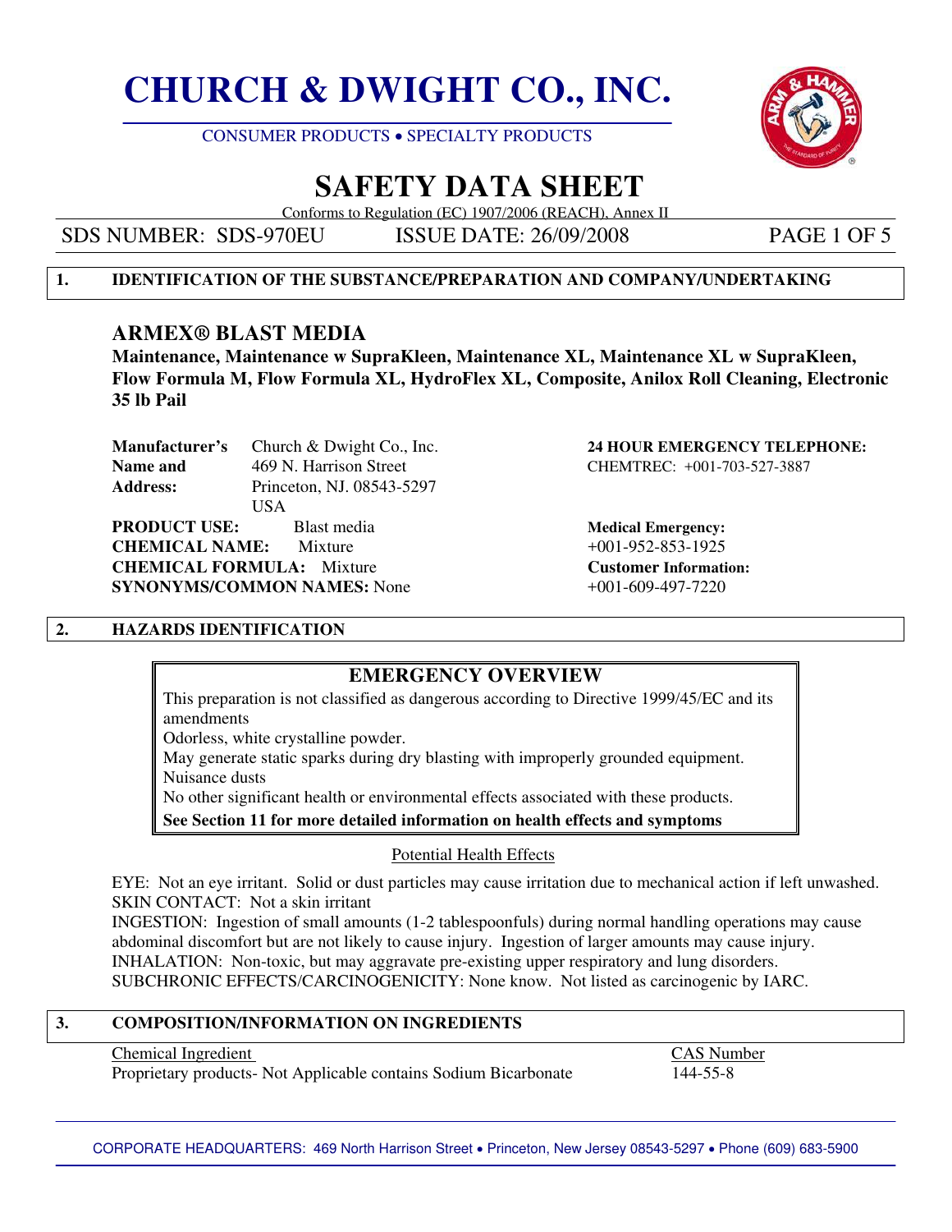# CHURCH & DWIGHT CO., INC.

CONSUMER PRODUCTS • SPECIALTY PRODUCTS

# SAFETY DATA SHEET

Conforms to Regulation (EC) 1907/2006 (REACH), Annex II

SDS NUMBER: SDS-970EU ISSUE DATE: 26/09/2008

## 1. IDENTIFICATION OF THE SUBSTANCE/PREPARATION AND COMPANY/UNDERTAKING

### ARMEX® BLAST MEDIA

**Maintenance, Maintenance w SupraKleen, Maintenance XL, Maintenance XL w SupraKleen, Flow Formula M, Flow Formula XL, HydroFlex XL, Composite, Anilox Roll Cleaning, Electronic 35 lb Pail**

**Manufacturer's Name and Address:** Church & Dwight Co., Inc.
469 N. Harrison Street
Princeton, NJ. 08543-5297
USA

**PRODUCT USE:** Blast media
**CHEMICAL NAME:** Mixture
**CHEMICAL FORMULA:** Mixture
**SYNONYMS/COMMON NAMES:** None

**24 HOUR EMERGENCY TELEPHONE:**
CHEMTREC: +001-703-527-3887

**Medical Emergency:**
+001-952-853-1925

**Customer Information:**
+001-609-497-7220

## 2. HAZARDS IDENTIFICATION

**EMERGENCY OVERVIEW**

This preparation is not classified as dangerous according to Directive 1999/45/EC and its amendments
Odorless, white crystalline powder.
May generate static sparks during dry blasting with improperly grounded equipment.
Nuisance dusts
No other significant health or environmental effects associated with these products.
**See Section 11 for more detailed information on health effects and symptoms**

Potential Health Effects

EYE: Not an eye irritant. Solid or dust particles may cause irritation due to mechanical action if left unwashed.
SKIN CONTACT: Not a skin irritant
INGESTION: Ingestion of small amounts (1-2 tablespoonfuls) during normal handling operations may cause abdominal discomfort but are not likely to cause injury. Ingestion of larger amounts may cause injury.
INHALATION: Non-toxic, but may aggravate pre-existing upper respiratory and lung disorders.
SUBCHRONIC EFFECTS/CARCINOGENICITY: None know. Not listed as carcinogenic by IARC.

## 3. COMPOSITION/INFORMATION ON INGREDIENTS

| Chemical Ingredient | CAS Number |
|---|---|
| Proprietary products- Not Applicable contains Sodium Bicarbonate | 144-55-8 |

CORPORATE HEADQUARTERS: 469 North Harrison Street • Princeton, New Jersey 08543-5297 • Phone (609) 683-5900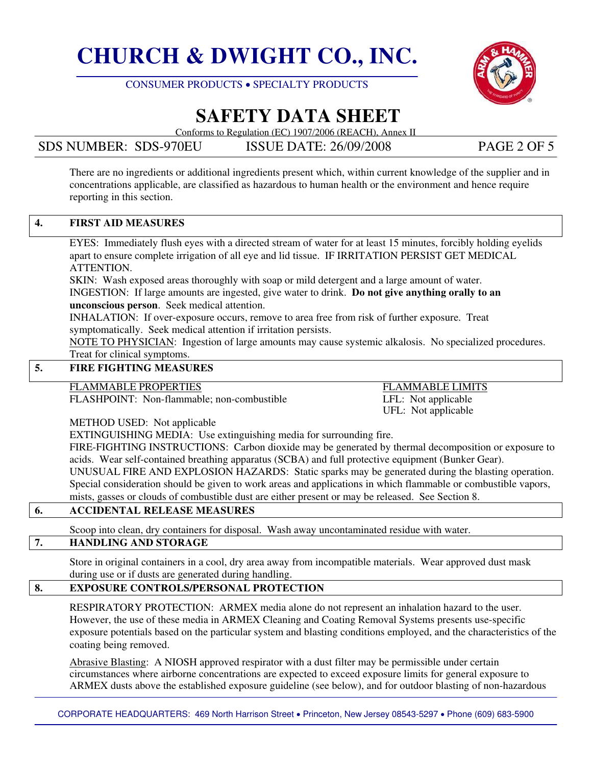There are no ingredients or additional ingredients present which, within current knowledge of the supplier and in concentrations applicable, are classified as hazardous to human health or the environment and hence require reporting in this section.

## 4. FIRST AID MEASURES

EYES: Immediately flush eyes with a directed stream of water for at least 15 minutes, forcibly holding eyelids apart to ensure complete irrigation of all eye and lid tissue. IF IRRITATION PERSIST GET MEDICAL ATTENTION.

SKIN: Wash exposed areas thoroughly with soap or mild detergent and a large amount of water.

INGESTION: If large amounts are ingested, give water to drink. **Do not give anything orally to an unconscious person**. Seek medical attention.

INHALATION: If over-exposure occurs, remove to area free from risk of further exposure. Treat symptomatically. Seek medical attention if irritation persists.

NOTE TO PHYSICIAN: Ingestion of large amounts may cause systemic alkalosis. No specialized procedures. Treat for clinical symptoms.

## 5. FIRE FIGHTING MEASURES

FLAMMABLE PROPERTIES

FLASHPOINT: Non-flammable; non-combustible

FLAMMABLE LIMITS

LFL: Not applicable

UFL: Not applicable

METHOD USED: Not applicable

EXTINGUISHING MEDIA: Use extinguishing media for surrounding fire.

FIRE-FIGHTING INSTRUCTIONS: Carbon dioxide may be generated by thermal decomposition or exposure to acids. Wear self-contained breathing apparatus (SCBA) and full protective equipment (Bunker Gear).

UNUSUAL FIRE AND EXPLOSION HAZARDS: Static sparks may be generated during the blasting operation. Special consideration should be given to work areas and applications in which flammable or combustible vapors, mists, gasses or clouds of combustible dust are either present or may be released. See Section 8.

## 6. ACCIDENTAL RELEASE MEASURES

Scoop into clean, dry containers for disposal. Wash away uncontaminated residue with water.

## 7. HANDLING AND STORAGE

Store in original containers in a cool, dry area away from incompatible materials. Wear approved dust mask during use or if dusts are generated during handling.

## 8. EXPOSURE CONTROLS/PERSONAL PROTECTION

RESPIRATORY PROTECTION: ARMEX media alone do not represent an inhalation hazard to the user. However, the use of these media in ARMEX Cleaning and Coating Removal Systems presents use-specific exposure potentials based on the particular system and blasting conditions employed, and the characteristics of the coating being removed.

Abrasive Blasting: A NIOSH approved respirator with a dust filter may be permissible under certain circumstances where airborne concentrations are expected to exceed exposure limits for general exposure to ARMEX dusts above the established exposure guideline (see below), and for outdoor blasting of non-hazardous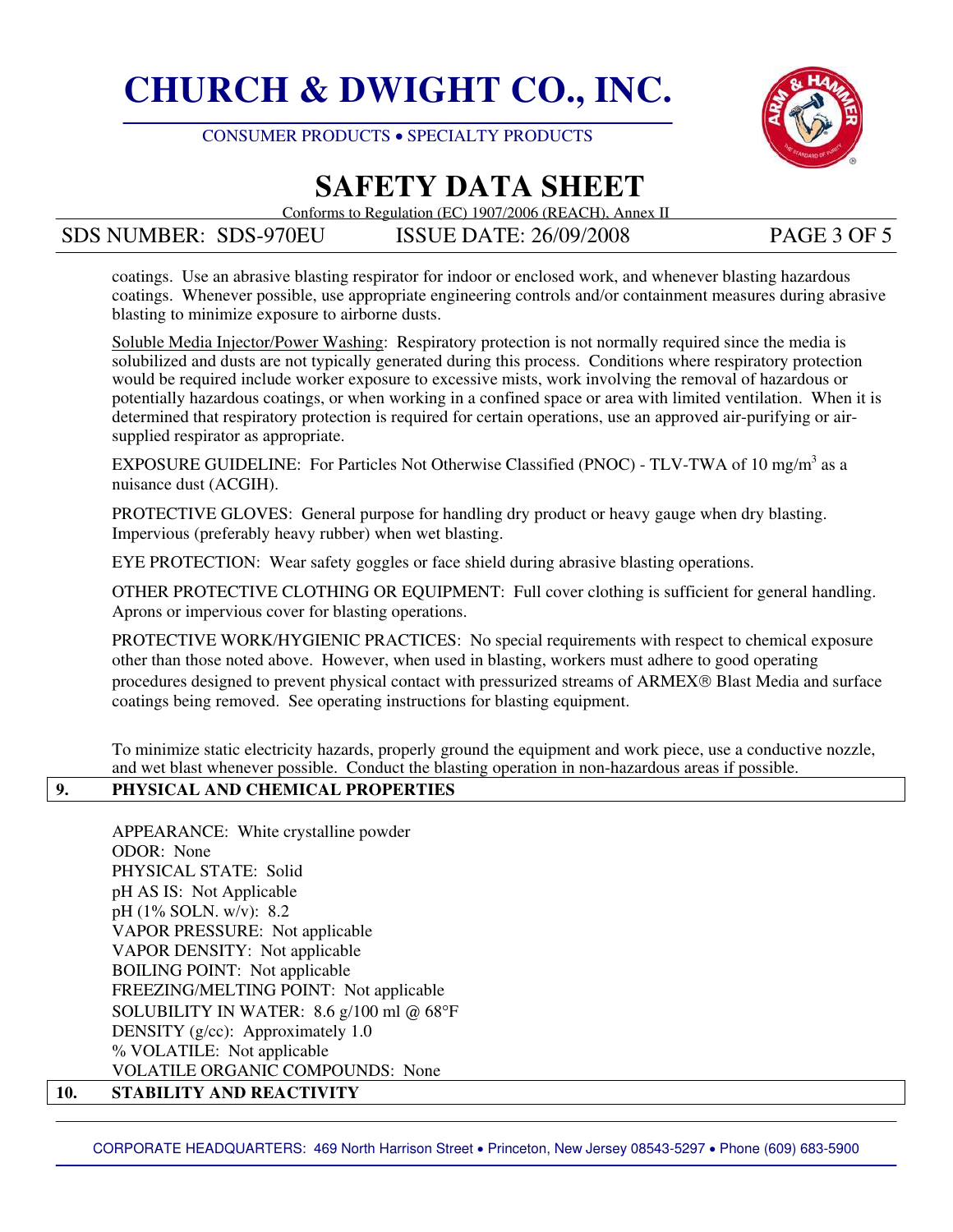coatings. Use an abrasive blasting respirator for indoor or enclosed work, and whenever blasting hazardous coatings. Whenever possible, use appropriate engineering controls and/or containment measures during abrasive blasting to minimize exposure to airborne dusts.

Soluble Media Injector/Power Washing: Respiratory protection is not normally required since the media is solubilized and dusts are not typically generated during this process. Conditions where respiratory protection would be required include worker exposure to excessive mists, work involving the removal of hazardous or potentially hazardous coatings, or when working in a confined space or area with limited ventilation. When it is determined that respiratory protection is required for certain operations, use an approved air-purifying or air-supplied respirator as appropriate.

EXPOSURE GUIDELINE: For Particles Not Otherwise Classified (PNOC) - TLV-TWA of 10 $mg/m^3$ as a nuisance dust (ACGIH).

PROTECTIVE GLOVES: General purpose for handling dry product or heavy gauge when dry blasting. Impervious (preferably heavy rubber) when wet blasting.

EYE PROTECTION: Wear safety goggles or face shield during abrasive blasting operations.

OTHER PROTECTIVE CLOTHING OR EQUIPMENT: Full cover clothing is sufficient for general handling. Aprons or impervious cover for blasting operations.

PROTECTIVE WORK/HYGIENIC PRACTICES: No special requirements with respect to chemical exposure other than those noted above. However, when used in blasting, workers must adhere to good operating procedures designed to prevent physical contact with pressurized streams of ARMEX® Blast Media and surface coatings being removed. See operating instructions for blasting equipment.

To minimize static electricity hazards, properly ground the equipment and work piece, use a conductive nozzle, and wet blast whenever possible. Conduct the blasting operation in non-hazardous areas if possible.

## 9. PHYSICAL AND CHEMICAL PROPERTIES

APPEARANCE: White crystalline powder  
ODOR: None  
PHYSICAL STATE: Solid  
pH AS IS: Not Applicable  
pH (1% SOLN. w/v): 8.2  
VAPOR PRESSURE: Not applicable  
VAPOR DENSITY: Not applicable  
BOILING POINT: Not applicable  
FREEZING/MELTING POINT: Not applicable  
SOLUBILITY IN WATER: 8.6 g/100 ml @ 68°F  
DENSITY (g/cc): Approximately 1.0  
% VOLATILE: Not applicable  
VOLATILE ORGANIC COMPOUNDS: None

## 10. STABILITY AND REACTIVITY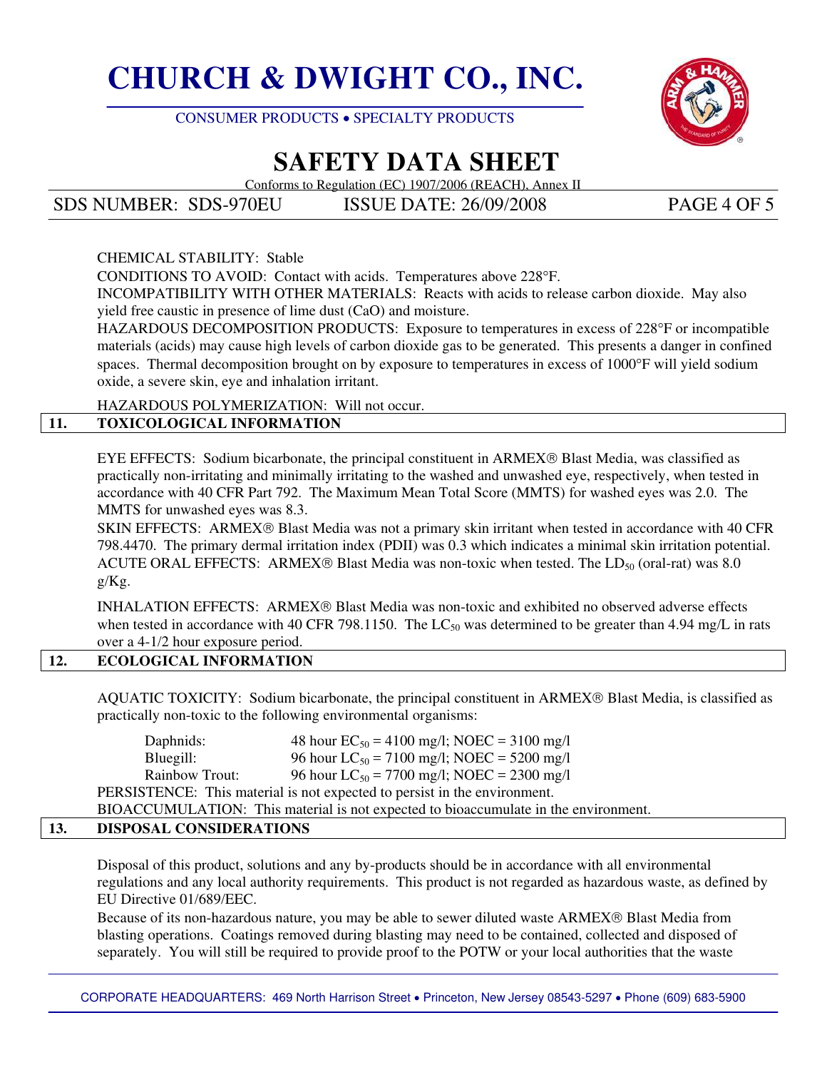CHEMICAL STABILITY: Stable

CONDITIONS TO AVOID: Contact with acids. Temperatures above 228°F.

INCOMPATIBILITY WITH OTHER MATERIALS: Reacts with acids to release carbon dioxide. May also yield free caustic in presence of lime dust (CaO) and moisture.

HAZARDOUS DECOMPOSITION PRODUCTS: Exposure to temperatures in excess of 228°F or incompatible materials (acids) may cause high levels of carbon dioxide gas to be generated. This presents a danger in confined spaces. Thermal decomposition brought on by exposure to temperatures in excess of 1000°F will yield sodium oxide, a severe skin, eye and inhalation irritant.

HAZARDOUS POLYMERIZATION: Will not occur.

## 11. TOXICOLOGICAL INFORMATION

EYE EFFECTS: Sodium bicarbonate, the principal constituent in ARMEX® Blast Media, was classified as practically non-irritating and minimally irritating to the washed and unwashed eye, respectively, when tested in accordance with 40 CFR Part 792. The Maximum Mean Total Score (MMTS) for washed eyes was 2.0. The MMTS for unwashed eyes was 8.3.

SKIN EFFECTS: ARMEX® Blast Media was not a primary skin irritant when tested in accordance with 40 CFR 798.4470. The primary dermal irritation index (PDII) was 0.3 which indicates a minimal skin irritation potential.

ACUTE ORAL EFFECTS: ARMEX® Blast Media was non-toxic when tested. The $LD_{50}$ (oral-rat) was 8.0 g/Kg.

INHALATION EFFECTS: ARMEX® Blast Media was non-toxic and exhibited no observed adverse effects when tested in accordance with 40 CFR 798.1150. The $LC_{50}$ was determined to be greater than 4.94 mg/L in rats over a 4-1/2 hour exposure period.

## 12. ECOLOGICAL INFORMATION

AQUATIC TOXICITY: Sodium bicarbonate, the principal constituent in ARMEX® Blast Media, is classified as practically non-toxic to the following environmental organisms:

| | |
|---|---|
| Daphnids: | 48 hour $EC_{50}$ = 4100 mg/l; NOEC = 3100 mg/l |
| Bluegill: | 96 hour $LC_{50}$ = 7100 mg/l; NOEC = 5200 mg/l |
| Rainbow Trout: | 96 hour $LC_{50}$ = 7700 mg/l; NOEC = 2300 mg/l |

PERSISTENCE: This material is not expected to persist in the environment.

BIOACCUMULATION: This material is not expected to bioaccumulate in the environment.

## 13. DISPOSAL CONSIDERATIONS

Disposal of this product, solutions and any by-products should be in accordance with all environmental regulations and any local authority requirements. This product is not regarded as hazardous waste, as defined by EU Directive 01/689/EEC.

Because of its non-hazardous nature, you may be able to sewer diluted waste ARMEX® Blast Media from blasting operations. Coatings removed during blasting may need to be contained, collected and disposed of separately. You will still be required to provide proof to the POTW or your local authorities that the waste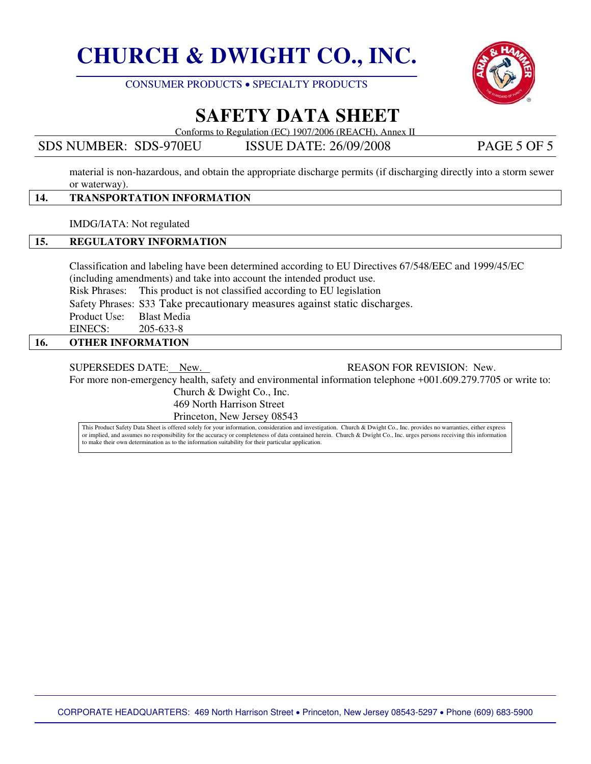material is non-hazardous, and obtain the appropriate discharge permits (if discharging directly into a storm sewer or waterway).

## 14. TRANSPORTATION INFORMATION

IMDG/IATA: Not regulated

## 15. REGULATORY INFORMATION

Classification and labeling have been determined according to EU Directives 67/548/EEC and 1999/45/EC (including amendments) and take into account the intended product use.

Risk Phrases: This product is not classified according to EU legislation
Safety Phrases: S33 Take precautionary measures against static discharges.
Product Use: Blast Media
EINECS: 205-633-8

## 16. OTHER INFORMATION

SUPERSEDES DATE: New. REASON FOR REVISION: New.

For more non-emergency health, safety and environmental information telephone +001.609.279.7705 or write to:

Church & Dwight Co., Inc.
469 North Harrison Street
Princeton, New Jersey 08543

This Product Safety Data Sheet is offered solely for your information, consideration and investigation. Church & Dwight Co., Inc. provides no warranties, either express or implied, and assumes no responsibility for the accuracy or completeness of data contained herein. Church & Dwight Co., Inc. urges persons receiving this information to make their own determination as to the information suitability for their particular application.